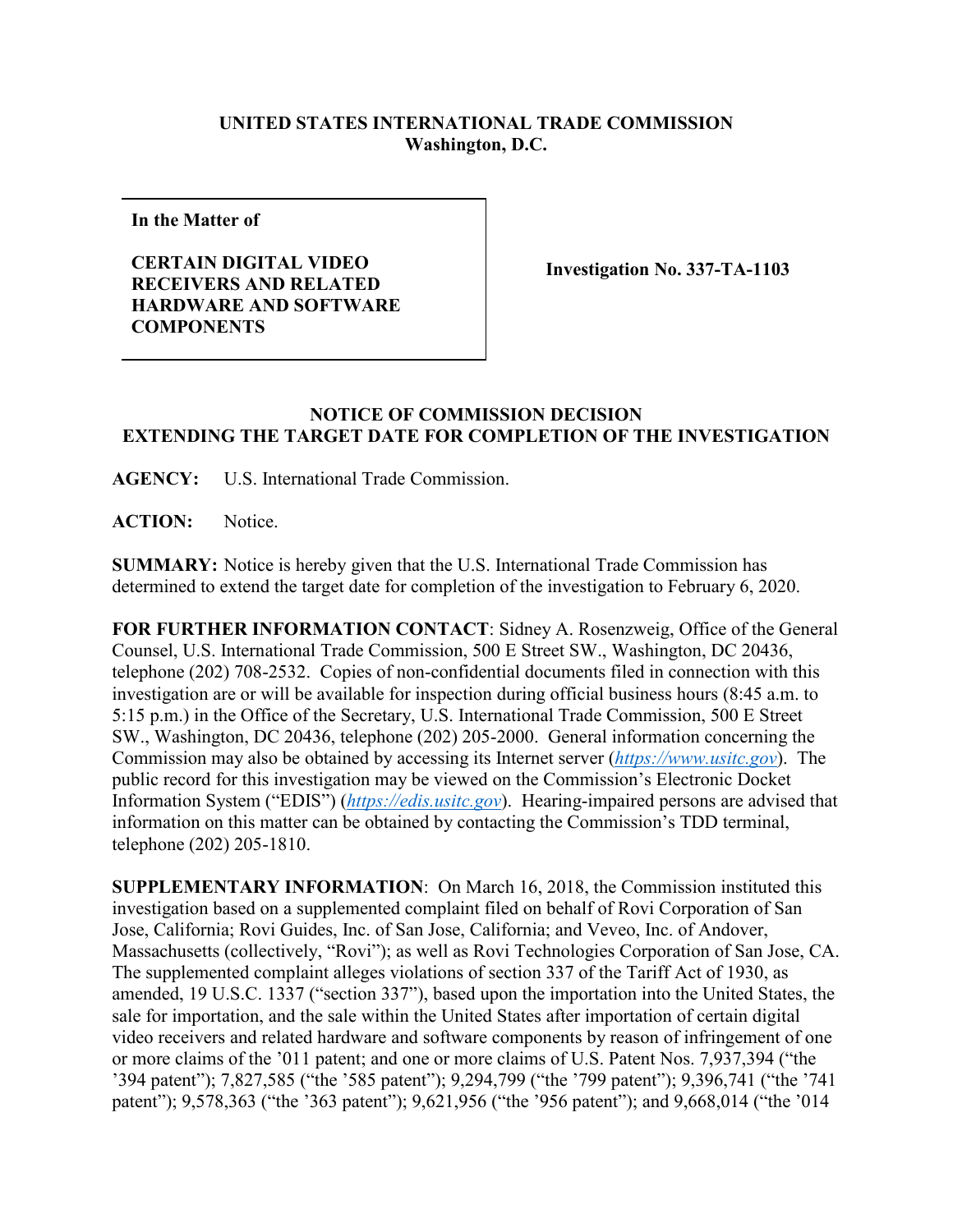# UNITED STATES INTERNATIONAL TRADE COMMISSION
## Washington, D.C.

| In the Matter of<br><br>**CERTAIN DIGITAL VIDEO RECEIVERS AND RELATED HARDWARE AND SOFTWARE COMPONENTS** | **Investigation No. 337-TA-1103** |
| --- | --- |

## NOTICE OF COMMISSION DECISION EXTENDING THE TARGET DATE FOR COMPLETION OF THE INVESTIGATION

**AGENCY:** U.S. International Trade Commission.

**ACTION:** Notice.

**SUMMARY:** Notice is hereby given that the U.S. International Trade Commission has determined to extend the target date for completion of the investigation to February 6, 2020.

**FOR FURTHER INFORMATION CONTACT**: Sidney A. Rosenzweig, Office of the General Counsel, U.S. International Trade Commission, 500 E Street SW., Washington, DC 20436, telephone (202) 708-2532. Copies of non-confidential documents filed in connection with this investigation are or will be available for inspection during official business hours (8:45 a.m. to 5:15 p.m.) in the Office of the Secretary, U.S. International Trade Commission, 500 E Street SW., Washington, DC 20436, telephone (202) 205-2000. General information concerning the Commission may also be obtained by accessing its Internet server (*https://www.usitc.gov*). The public record for this investigation may be viewed on the Commission's Electronic Docket Information System ("EDIS") (*https://edis.usitc.gov*). Hearing-impaired persons are advised that information on this matter can be obtained by contacting the Commission's TDD terminal, telephone (202) 205-1810.

**SUPPLEMENTARY INFORMATION**: On March 16, 2018, the Commission instituted this investigation based on a supplemented complaint filed on behalf of Rovi Corporation of San Jose, California; Rovi Guides, Inc. of San Jose, California; and Veveo, Inc. of Andover, Massachusetts (collectively, "Rovi"); as well as Rovi Technologies Corporation of San Jose, CA. The supplemented complaint alleges violations of section 337 of the Tariff Act of 1930, as amended, 19 U.S.C. 1337 ("section 337"), based upon the importation into the United States, the sale for importation, and the sale within the United States after importation of certain digital video receivers and related hardware and software components by reason of infringement of one or more claims of the '011 patent; and one or more claims of U.S. Patent Nos. 7,937,394 ("the '394 patent"); 7,827,585 ("the '585 patent"); 9,294,799 ("the '799 patent"); 9,396,741 ("the '741 patent"); 9,578,363 ("the '363 patent"); 9,621,956 ("the '956 patent"); and 9,668,014 ("the '014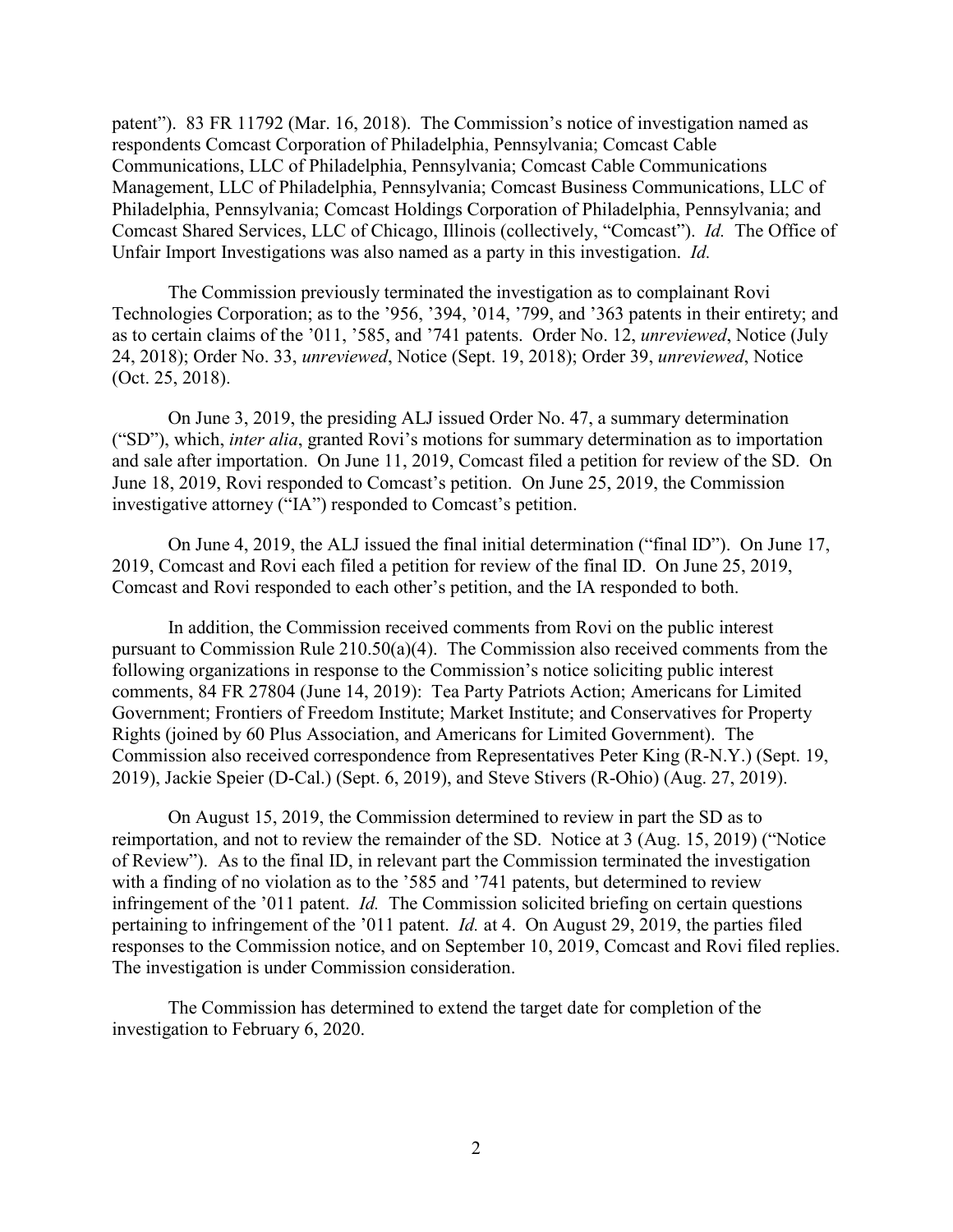patent"). 83 FR 11792 (Mar. 16, 2018). The Commission's notice of investigation named as respondents Comcast Corporation of Philadelphia, Pennsylvania; Comcast Cable Communications, LLC of Philadelphia, Pennsylvania; Comcast Cable Communications Management, LLC of Philadelphia, Pennsylvania; Comcast Business Communications, LLC of Philadelphia, Pennsylvania; Comcast Holdings Corporation of Philadelphia, Pennsylvania; and Comcast Shared Services, LLC of Chicago, Illinois (collectively, "Comcast"). *Id.* The Office of Unfair Import Investigations was also named as a party in this investigation. *Id.*

The Commission previously terminated the investigation as to complainant Rovi Technologies Corporation; as to the '956, '394, '014, '799, and '363 patents in their entirety; and as to certain claims of the '011, '585, and '741 patents. Order No. 12, *unreviewed*, Notice (July 24, 2018); Order No. 33, *unreviewed*, Notice (Sept. 19, 2018); Order 39, *unreviewed*, Notice (Oct. 25, 2018).

On June 3, 2019, the presiding ALJ issued Order No. 47, a summary determination ("SD"), which, *inter alia*, granted Rovi's motions for summary determination as to importation and sale after importation. On June 11, 2019, Comcast filed a petition for review of the SD. On June 18, 2019, Rovi responded to Comcast's petition. On June 25, 2019, the Commission investigative attorney ("IA") responded to Comcast's petition.

On June 4, 2019, the ALJ issued the final initial determination ("final ID"). On June 17, 2019, Comcast and Rovi each filed a petition for review of the final ID. On June 25, 2019, Comcast and Rovi responded to each other's petition, and the IA responded to both.

In addition, the Commission received comments from Rovi on the public interest pursuant to Commission Rule 210.50(a)(4). The Commission also received comments from the following organizations in response to the Commission's notice soliciting public interest comments, 84 FR 27804 (June 14, 2019): Tea Party Patriots Action; Americans for Limited Government; Frontiers of Freedom Institute; Market Institute; and Conservatives for Property Rights (joined by 60 Plus Association, and Americans for Limited Government). The Commission also received correspondence from Representatives Peter King (R-N.Y.) (Sept. 19, 2019), Jackie Speier (D-Cal.) (Sept. 6, 2019), and Steve Stivers (R-Ohio) (Aug. 27, 2019).

On August 15, 2019, the Commission determined to review in part the SD as to reimportation, and not to review the remainder of the SD. Notice at 3 (Aug. 15, 2019) ("Notice of Review"). As to the final ID, in relevant part the Commission terminated the investigation with a finding of no violation as to the '585 and '741 patents, but determined to review infringement of the '011 patent. *Id.* The Commission solicited briefing on certain questions pertaining to infringement of the '011 patent. *Id.* at 4. On August 29, 2019, the parties filed responses to the Commission notice, and on September 10, 2019, Comcast and Rovi filed replies. The investigation is under Commission consideration.

The Commission has determined to extend the target date for completion of the investigation to February 6, 2020.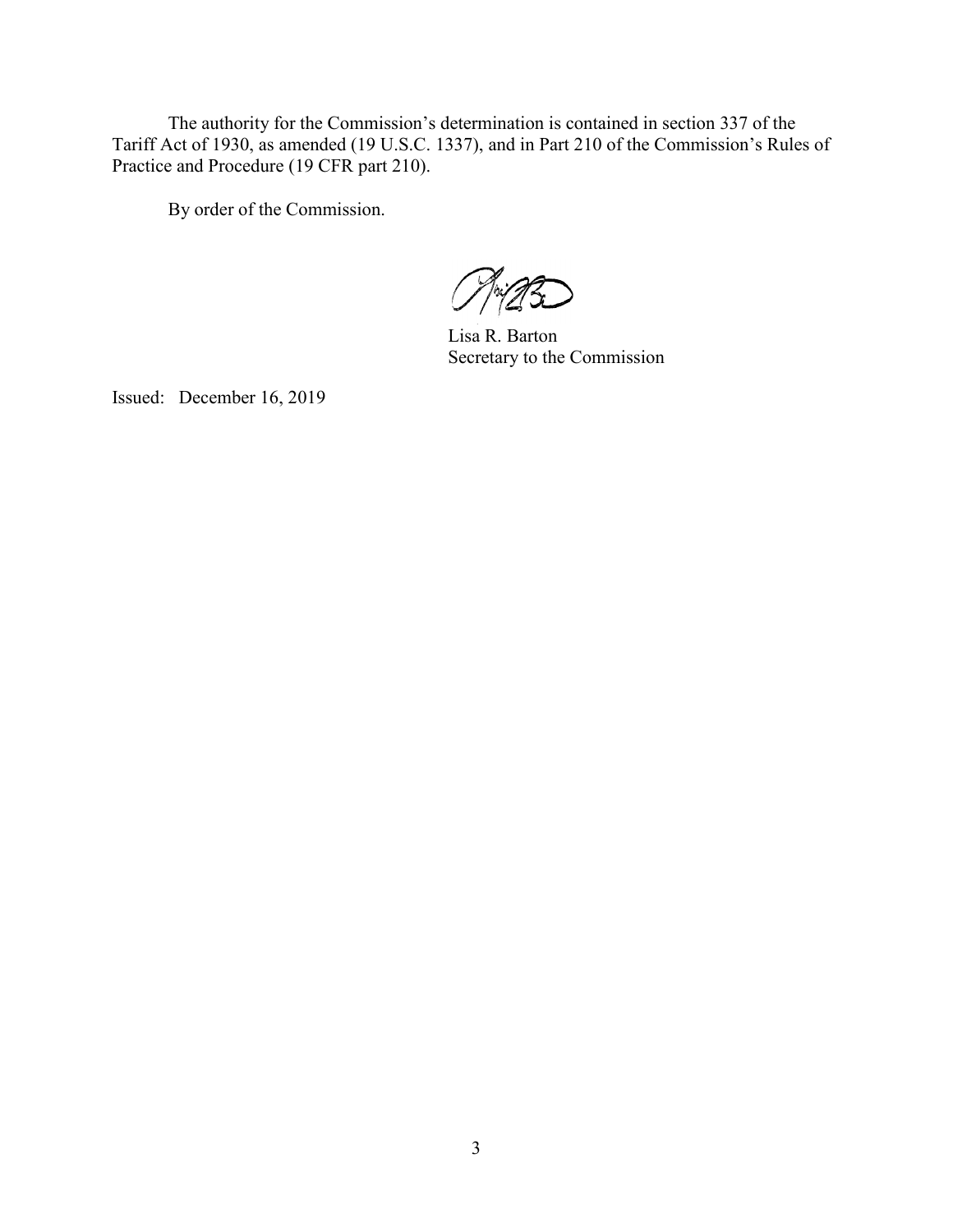The authority for the Commission's determination is contained in section 337 of the Tariff Act of 1930, as amended (19 U.S.C. 1337), and in Part 210 of the Commission's Rules of Practice and Procedure (19 CFR part 210).

By order of the Commission.

Lisa R. Barton
Secretary to the Commission

Issued: December 16, 2019